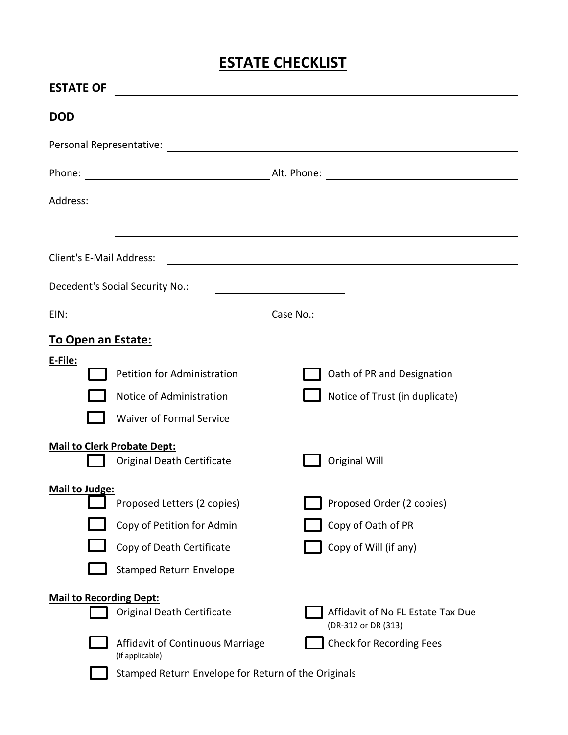# ESTATE CHECKLIST

**ESTATE OF** ______________________________________________

**DOD** ____________________

Personal Representative: ______________________________________________

Phone: ____________________________ Alt. Phone: ____________________________

Address: ______________________________________________

______________________________________________

Client's E-Mail Address: ______________________________________________

Decedent's Social Security No.: ____________________

EIN: ____________________________ Case No.: ____________________________

## To Open an Estate:

**E-File:**

- [ ] Petition for Administration
- [ ] Oath of PR and Designation
- [ ] Notice of Administration
- [ ] Notice of Trust (in duplicate)
- [ ] Waiver of Formal Service

**Mail to Clerk Probate Dept:**

- [ ] Original Death Certificate
- [ ] Original Will

**Mail to Judge:**

- [ ] Proposed Letters (2 copies)
- [ ] Proposed Order (2 copies)
- [ ] Copy of Petition for Admin
- [ ] Copy of Oath of PR
- [ ] Copy of Death Certificate
- [ ] Copy of Will (if any)
- [ ] Stamped Return Envelope

**Mail to Recording Dept:**

- [ ] Original Death Certificate
- [ ] Affidavit of No FL Estate Tax Due (DR-312 or DR (313)
- [ ] Affidavit of Continuous Marriage (If applicable)
- [ ] Check for Recording Fees
- [ ] Stamped Return Envelope for Return of the Originals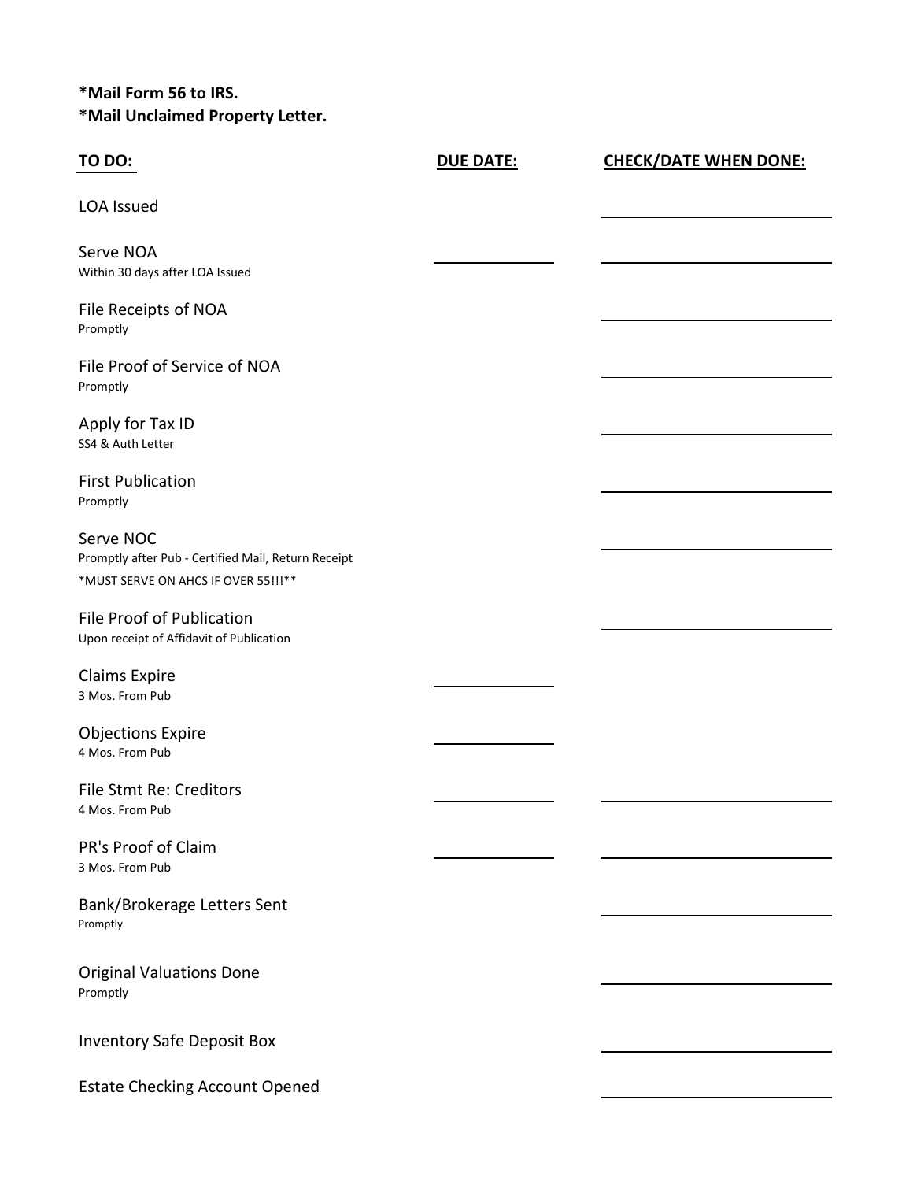**\*Mail Form 56 to IRS.**
**\*Mail Unclaimed Property Letter.**

| TO DO: | DUE DATE: | CHECK/DATE WHEN DONE: |
| --- | --- | --- |
| LOA Issued | | ______________ |
| Serve NOA<br>Within 30 days after LOA Issued | __________ | ______________ |
| File Receipts of NOA<br>Promptly | | ______________ |
| File Proof of Service of NOA<br>Promptly | | ______________ |
| Apply for Tax ID<br>SS4 & Auth Letter | | ______________ |
| First Publication<br>Promptly | | ______________ |
| Serve NOC<br>Promptly after Pub - Certified Mail, Return Receipt<br>*MUST SERVE ON AHCS IF OVER 55!!!** | | ______________ |
| File Proof of Publication<br>Upon receipt of Affidavit of Publication | | ______________ |
| Claims Expire<br>3 Mos. From Pub | __________ | |
| Objections Expire<br>4 Mos. From Pub | __________ | |
| File Stmt Re: Creditors<br>4 Mos. From Pub | __________ | ______________ |
| PR's Proof of Claim<br>3 Mos. From Pub | __________ | ______________ |
| Bank/Brokerage Letters Sent<br>Promptly | | ______________ |
| Original Valuations Done<br>Promptly | | ______________ |
| Inventory Safe Deposit Box | | ______________ |
| Estate Checking Account Opened | | ______________ |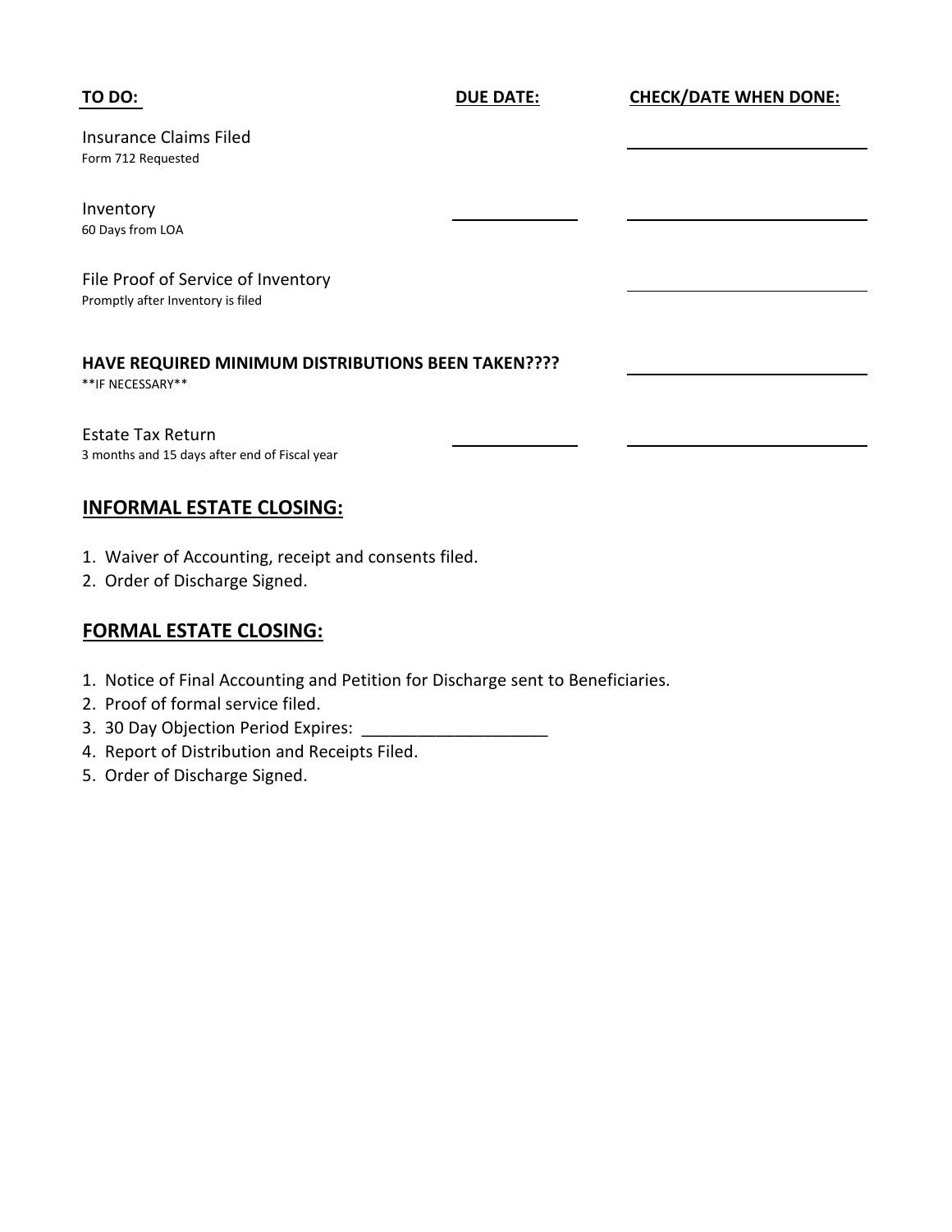| TO DO: | DUE DATE: | CHECK/DATE WHEN DONE: |
| --- | --- | --- |
| Insurance Claims Filed<br>Form 712 Requested | | ____________ |
| Inventory<br>60 Days from LOA | ____________ | ____________ |
| File Proof of Service of Inventory<br>Promptly after Inventory is filed | | ____________ |
| **HAVE REQUIRED MINIMUM DISTRIBUTIONS BEEN TAKEN????**<br>**IF NECESSARY** | | ____________ |
| Estate Tax Return<br>3 months and 15 days after end of Fiscal year | ____________ | ____________ |

## INFORMAL ESTATE CLOSING:

1. Waiver of Accounting, receipt and consents filed.
2. Order of Discharge Signed.

## FORMAL ESTATE CLOSING:

1. Notice of Final Accounting and Petition for Discharge sent to Beneficiaries.
2. Proof of formal service filed.
3. 30 Day Objection Period Expires: ____________________
4. Report of Distribution and Receipts Filed.
5. Order of Discharge Signed.